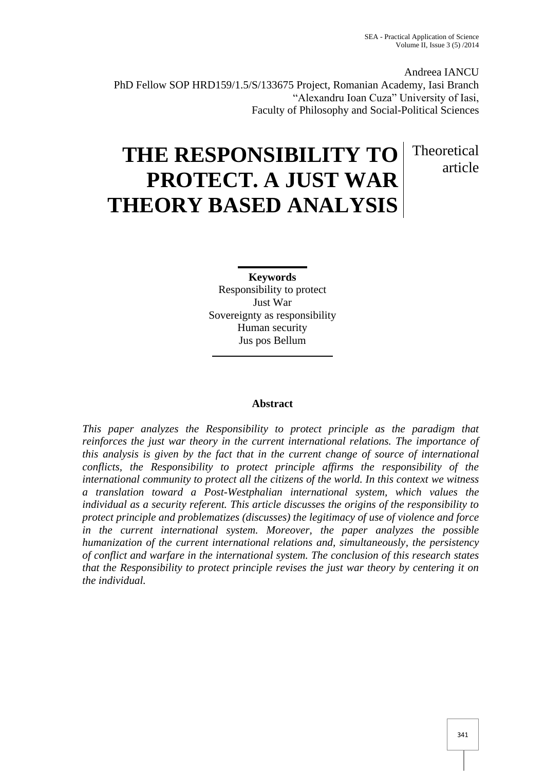Andreea IANCU
PhD Fellow SOP HRD159/1.5/S/133675 Project, Romanian Academy, Iasi Branch
"Alexandru Ioan Cuza" University of Iasi,
Faculty of Philosophy and Social-Political Sciences

# THE RESPONSIBILITY TO PROTECT. A JUST WAR THEORY BASED ANALYSIS

Theoretical article

**Keywords**
Responsibility to protect
Just War
Sovereignty as responsibility
Human security
Jus pos Bellum

**Abstract**

*This paper analyzes the Responsibility to protect principle as the paradigm that reinforces the just war theory in the current international relations. The importance of this analysis is given by the fact that in the current change of source of international conflicts, the Responsibility to protect principle affirms the responsibility of the international community to protect all the citizens of the world. In this context we witness a translation toward a Post-Westphalian international system, which values the individual as a security referent. This article discusses the origins of the responsibility to protect principle and problematizes (discusses) the legitimacy of use of violence and force in the current international system. Moreover, the paper analyzes the possible humanization of the current international relations and, simultaneously, the persistency of conflict and warfare in the international system. The conclusion of this research states that the Responsibility to protect principle revises the just war theory by centering it on the individual.*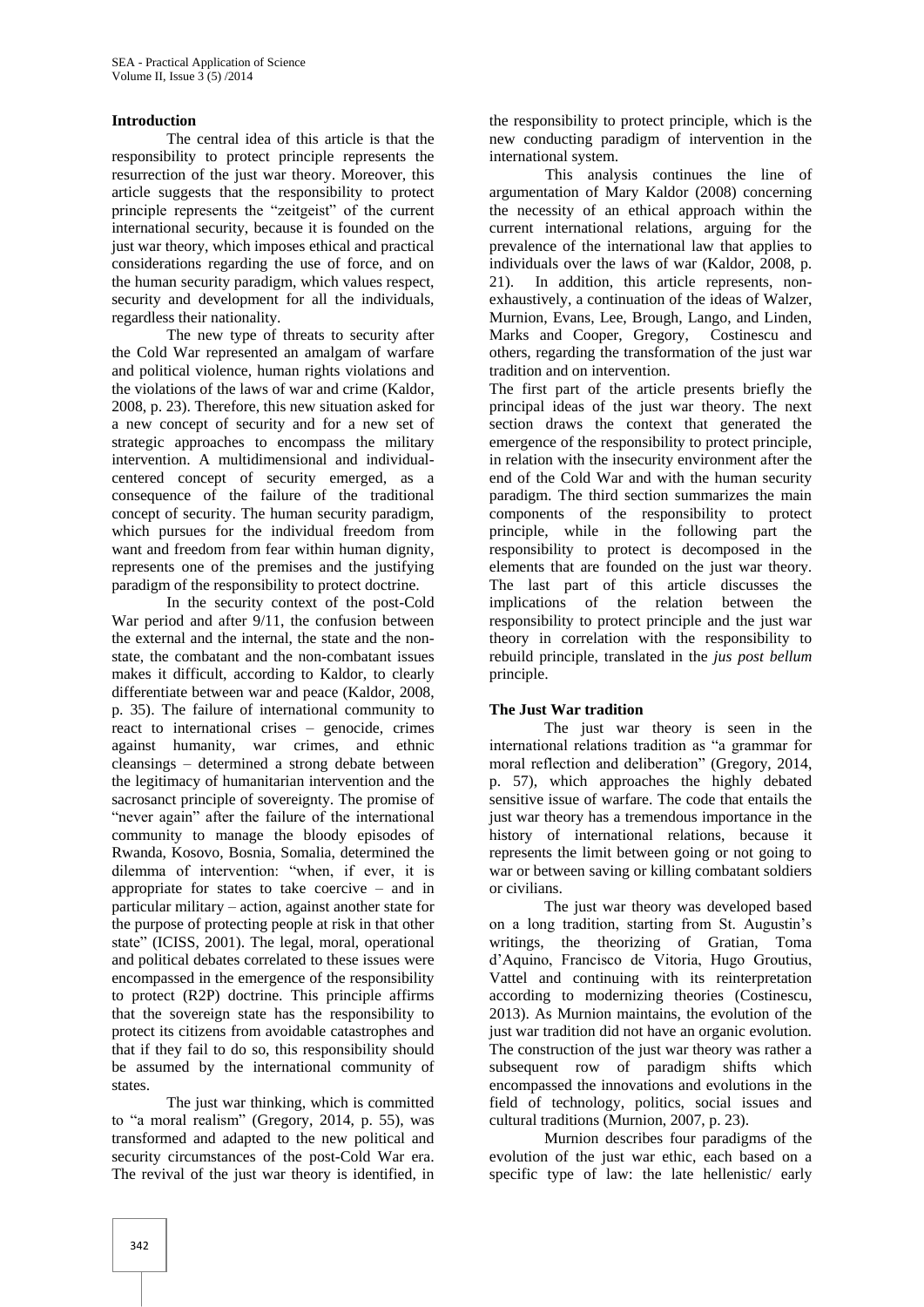## Introduction

The central idea of this article is that the responsibility to protect principle represents the resurrection of the just war theory. Moreover, this article suggests that the responsibility to protect principle represents the "zeitgeist" of the current international security, because it is founded on the just war theory, which imposes ethical and practical considerations regarding the use of force, and on the human security paradigm, which values respect, security and development for all the individuals, regardless their nationality.

The new type of threats to security after the Cold War represented an amalgam of warfare and political violence, human rights violations and the violations of the laws of war and crime (Kaldor, 2008, p. 23). Therefore, this new situation asked for a new concept of security and for a new set of strategic approaches to encompass the military intervention. A multidimensional and individual-centered concept of security emerged, as a consequence of the failure of the traditional concept of security. The human security paradigm, which pursues for the individual freedom from want and freedom from fear within human dignity, represents one of the premises and the justifying paradigm of the responsibility to protect doctrine.

In the security context of the post-Cold War period and after 9/11, the confusion between the external and the internal, the state and the non-state, the combatant and the non-combatant issues makes it difficult, according to Kaldor, to clearly differentiate between war and peace (Kaldor, 2008, p. 35). The failure of international community to react to international crises – genocide, crimes against humanity, war crimes, and ethnic cleansings – determined a strong debate between the legitimacy of humanitarian intervention and the sacrosanct principle of sovereignty. The promise of "never again" after the failure of the international community to manage the bloody episodes of Rwanda, Kosovo, Bosnia, Somalia, determined the dilemma of intervention: "when, if ever, it is appropriate for states to take coercive – and in particular military – action, against another state for the purpose of protecting people at risk in that other state" (ICISS, 2001). The legal, moral, operational and political debates correlated to these issues were encompassed in the emergence of the responsibility to protect (R2P) doctrine. This principle affirms that the sovereign state has the responsibility to protect its citizens from avoidable catastrophes and that if they fail to do so, this responsibility should be assumed by the international community of states.

The just war thinking, which is committed to "a moral realism" (Gregory, 2014, p. 55), was transformed and adapted to the new political and security circumstances of the post-Cold War era. The revival of the just war theory is identified, in the responsibility to protect principle, which is the new conducting paradigm of intervention in the international system.

This analysis continues the line of argumentation of Mary Kaldor (2008) concerning the necessity of an ethical approach within the current international relations, arguing for the prevalence of the international law that applies to individuals over the laws of war (Kaldor, 2008, p. 21). In addition, this article represents, non-exhaustively, a continuation of the ideas of Walzer, Murnion, Evans, Lee, Brough, Lango, and Linden, Marks and Cooper, Gregory, Costinescu and others, regarding the transformation of the just war tradition and on intervention.

The first part of the article presents briefly the principal ideas of the just war theory. The next section draws the context that generated the emergence of the responsibility to protect principle, in relation with the insecurity environment after the end of the Cold War and with the human security paradigm. The third section summarizes the main components of the responsibility to protect principle, while in the following part the responsibility to protect is decomposed in the elements that are founded on the just war theory. The last part of this article discusses the implications of the relation between the responsibility to protect principle and the just war theory in correlation with the responsibility to rebuild principle, translated in the *jus post bellum* principle.

## The Just War tradition

The just war theory is seen in the international relations tradition as "a grammar for moral reflection and deliberation" (Gregory, 2014, p. 57), which approaches the highly debated sensitive issue of warfare. The code that entails the just war theory has a tremendous importance in the history of international relations, because it represents the limit between going or not going to war or between saving or killing combatant soldiers or civilians.

The just war theory was developed based on a long tradition, starting from St. Augustin's writings, the theorizing of Gratian, Toma d'Aquino, Francisco de Vitoria, Hugo Groutius, Vattel and continuing with its reinterpretation according to modernizing theories (Costinescu, 2013). As Murnion maintains, the evolution of the just war tradition did not have an organic evolution. The construction of the just war theory was rather a subsequent row of paradigm shifts which encompassed the innovations and evolutions in the field of technology, politics, social issues and cultural traditions (Murnion, 2007, p. 23).

Murnion describes four paradigms of the evolution of the just war ethic, each based on a specific type of law: the late hellenistic/ early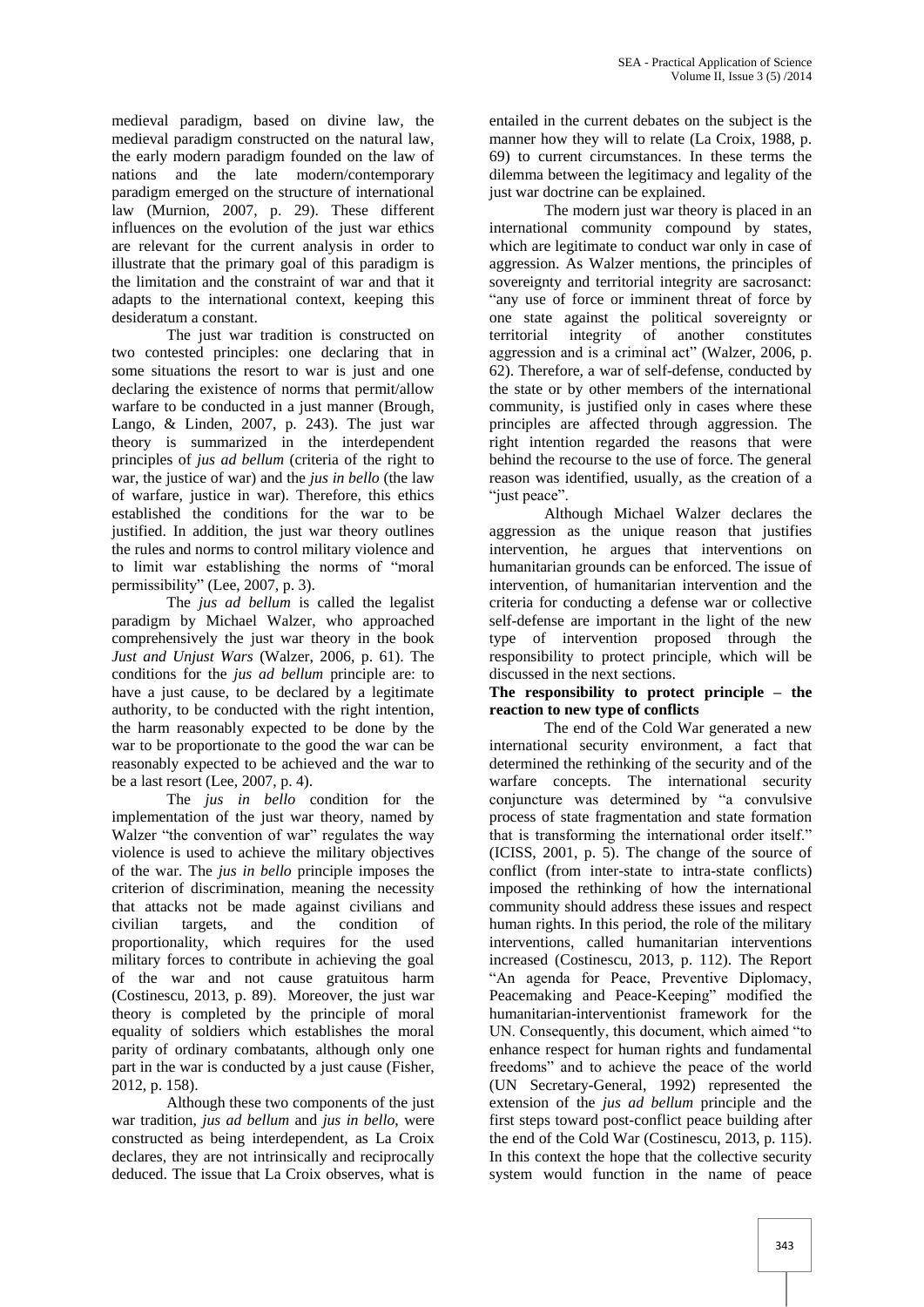medieval paradigm, based on divine law, the medieval paradigm constructed on the natural law, the early modern paradigm founded on the law of nations and the late modern/contemporary paradigm emerged on the structure of international law (Murnion, 2007, p. 29). These different influences on the evolution of the just war ethics are relevant for the current analysis in order to illustrate that the primary goal of this paradigm is the limitation and the constraint of war and that it adapts to the international context, keeping this desideratum a constant.

The just war tradition is constructed on two contested principles: one declaring that in some situations the resort to war is just and one declaring the existence of norms that permit/allow warfare to be conducted in a just manner (Brough, Lango, & Linden, 2007, p. 243). The just war theory is summarized in the interdependent principles of *jus ad bellum* (criteria of the right to war, the justice of war) and the *jus in bello* (the law of warfare, justice in war). Therefore, this ethics established the conditions for the war to be justified. In addition, the just war theory outlines the rules and norms to control military violence and to limit war establishing the norms of "moral permissibility" (Lee, 2007, p. 3).

The *jus ad bellum* is called the legalist paradigm by Michael Walzer, who approached comprehensively the just war theory in the book *Just and Unjust Wars* (Walzer, 2006, p. 61). The conditions for the *jus ad bellum* principle are: to have a just cause, to be declared by a legitimate authority, to be conducted with the right intention, the harm reasonably expected to be done by the war to be proportionate to the good the war can be reasonably expected to be achieved and the war to be a last resort (Lee, 2007, p. 4).

The *jus in bello* condition for the implementation of the just war theory, named by Walzer "the convention of war" regulates the way violence is used to achieve the military objectives of the war. The *jus in bello* principle imposes the criterion of discrimination, meaning the necessity that attacks not be made against civilians and civilian targets, and the condition of proportionality, which requires for the used military forces to contribute in achieving the goal of the war and not cause gratuitous harm (Costinescu, 2013, p. 89). Moreover, the just war theory is completed by the principle of moral equality of soldiers which establishes the moral parity of ordinary combatants, although only one part in the war is conducted by a just cause (Fisher, 2012, p. 158).

Although these two components of the just war tradition, *jus ad bellum* and *jus in bello*, were constructed as being interdependent, as La Croix declares, they are not intrinsically and reciprocally deduced. The issue that La Croix observes, what is entailed in the current debates on the subject is the manner how they will to relate (La Croix, 1988, p. 69) to current circumstances. In these terms the dilemma between the legitimacy and legality of the just war doctrine can be explained.

The modern just war theory is placed in an international community compound by states, which are legitimate to conduct war only in case of aggression. As Walzer mentions, the principles of sovereignty and territorial integrity are sacrosanct: "any use of force or imminent threat of force by one state against the political sovereignty or territorial integrity of another constitutes aggression and is a criminal act" (Walzer, 2006, p. 62). Therefore, a war of self-defense, conducted by the state or by other members of the international community, is justified only in cases where these principles are affected through aggression. The right intention regarded the reasons that were behind the recourse to the use of force. The general reason was identified, usually, as the creation of a "just peace".

Although Michael Walzer declares the aggression as the unique reason that justifies intervention, he argues that interventions on humanitarian grounds can be enforced. The issue of intervention, of humanitarian intervention and the criteria for conducting a defense war or collective self-defense are important in the light of the new type of intervention proposed through the responsibility to protect principle, which will be discussed in the next sections.

**The responsibility to protect principle – the reaction to new type of conflicts**

The end of the Cold War generated a new international security environment, a fact that determined the rethinking of the security and of the warfare concepts. The international security conjuncture was determined by "a convulsive process of state fragmentation and state formation that is transforming the international order itself." (ICISS, 2001, p. 5). The change of the source of conflict (from inter-state to intra-state conflicts) imposed the rethinking of how the international community should address these issues and respect human rights. In this period, the role of the military interventions, called humanitarian interventions increased (Costinescu, 2013, p. 112). The Report "An agenda for Peace, Preventive Diplomacy, Peacemaking and Peace-Keeping" modified the humanitarian-interventionist framework for the UN. Consequently, this document, which aimed "to enhance respect for human rights and fundamental freedoms" and to achieve the peace of the world (UN Secretary-General, 1992) represented the extension of the *jus ad bellum* principle and the first steps toward post-conflict peace building after the end of the Cold War (Costinescu, 2013, p. 115). In this context the hope that the collective security system would function in the name of peace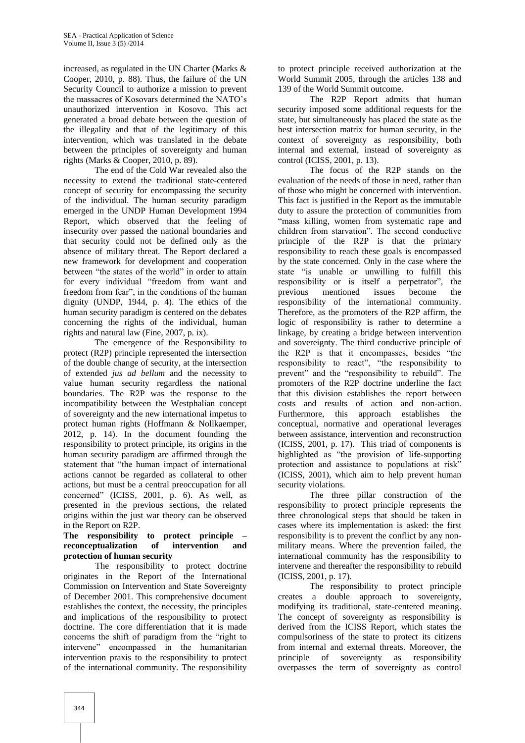increased, as regulated in the UN Charter (Marks & Cooper, 2010, p. 88). Thus, the failure of the UN Security Council to authorize a mission to prevent the massacres of Kosovars determined the NATO's unauthorized intervention in Kosovo. This act generated a broad debate between the question of the illegality and that of the legitimacy of this intervention, which was translated in the debate between the principles of sovereignty and human rights (Marks & Cooper, 2010, p. 89).

The end of the Cold War revealed also the necessity to extend the traditional state-centered concept of security for encompassing the security of the individual. The human security paradigm emerged in the UNDP Human Development 1994 Report, which observed that the feeling of insecurity over passed the national boundaries and that security could not be defined only as the absence of military threat. The Report declared a new framework for development and cooperation between "the states of the world" in order to attain for every individual "freedom from want and freedom from fear", in the conditions of the human dignity (UNDP, 1944, p. 4). The ethics of the human security paradigm is centered on the debates concerning the rights of the individual, human rights and natural law (Fine, 2007, p. ix).

The emergence of the Responsibility to protect (R2P) principle represented the intersection of the double change of security, at the intersection of extended *jus ad bellum* and the necessity to value human security regardless the national boundaries. The R2P was the response to the incompatibility between the Westphalian concept of sovereignty and the new international impetus to protect human rights (Hoffmann & Nollkaemper, 2012, p. 14). In the document founding the responsibility to protect principle, its origins in the human security paradigm are affirmed through the statement that "the human impact of international actions cannot be regarded as collateral to other actions, but must be a central preoccupation for all concerned" (ICISS, 2001, p. 6). As well, as presented in the previous sections, the related origins within the just war theory can be observed in the Report on R2P.

**The responsibility to protect principle – reconceptualization of intervention and protection of human security**

The responsibility to protect doctrine originates in the Report of the International Commission on Intervention and State Sovereignty of December 2001. This comprehensive document establishes the context, the necessity, the principles and implications of the responsibility to protect doctrine. The core differentiation that it is made concerns the shift of paradigm from the "right to intervene" encompassed in the humanitarian intervention praxis to the responsibility to protect of the international community. The responsibility to protect principle received authorization at the World Summit 2005, through the articles 138 and 139 of the World Summit outcome.

The R2P Report admits that human security imposed some additional requests for the state, but simultaneously has placed the state as the best intersection matrix for human security, in the context of sovereignty as responsibility, both internal and external, instead of sovereignty as control (ICISS, 2001, p. 13).

The focus of the R2P stands on the evaluation of the needs of those in need, rather than of those who might be concerned with intervention. This fact is justified in the Report as the immutable duty to assure the protection of communities from "mass killing, women from systematic rape and children from starvation". The second conductive principle of the R2P is that the primary responsibility to reach these goals is encompassed by the state concerned. Only in the case where the state "is unable or unwilling to fulfill this responsibility or is itself a perpetrator", the previous mentioned issues become the responsibility of the international community. Therefore, as the promoters of the R2P affirm, the logic of responsibility is rather to determine a linkage, by creating a bridge between intervention and sovereignty. The third conductive principle of the R2P is that it encompasses, besides "the responsibility to react", "the responsibility to prevent" and the "responsibility to rebuild". The promoters of the R2P doctrine underline the fact that this division establishes the report between costs and results of action and non-action. Furthermore, this approach establishes the conceptual, normative and operational leverages between assistance, intervention and reconstruction (ICISS, 2001, p. 17). This triad of components is highlighted as "the provision of life-supporting protection and assistance to populations at risk" (ICISS, 2001), which aim to help prevent human security violations.

The three pillar construction of the responsibility to protect principle represents the three chronological steps that should be taken in cases where its implementation is asked: the first responsibility is to prevent the conflict by any non-military means. Where the prevention failed, the international community has the responsibility to intervene and thereafter the responsibility to rebuild (ICISS, 2001, p. 17).

The responsibility to protect principle creates a double approach to sovereignty, modifying its traditional, state-centered meaning. The concept of sovereignty as responsibility is derived from the ICISS Report, which states the compulsoriness of the state to protect its citizens from internal and external threats. Moreover, the principle of sovereignty as responsibility overpasses the term of sovereignty as control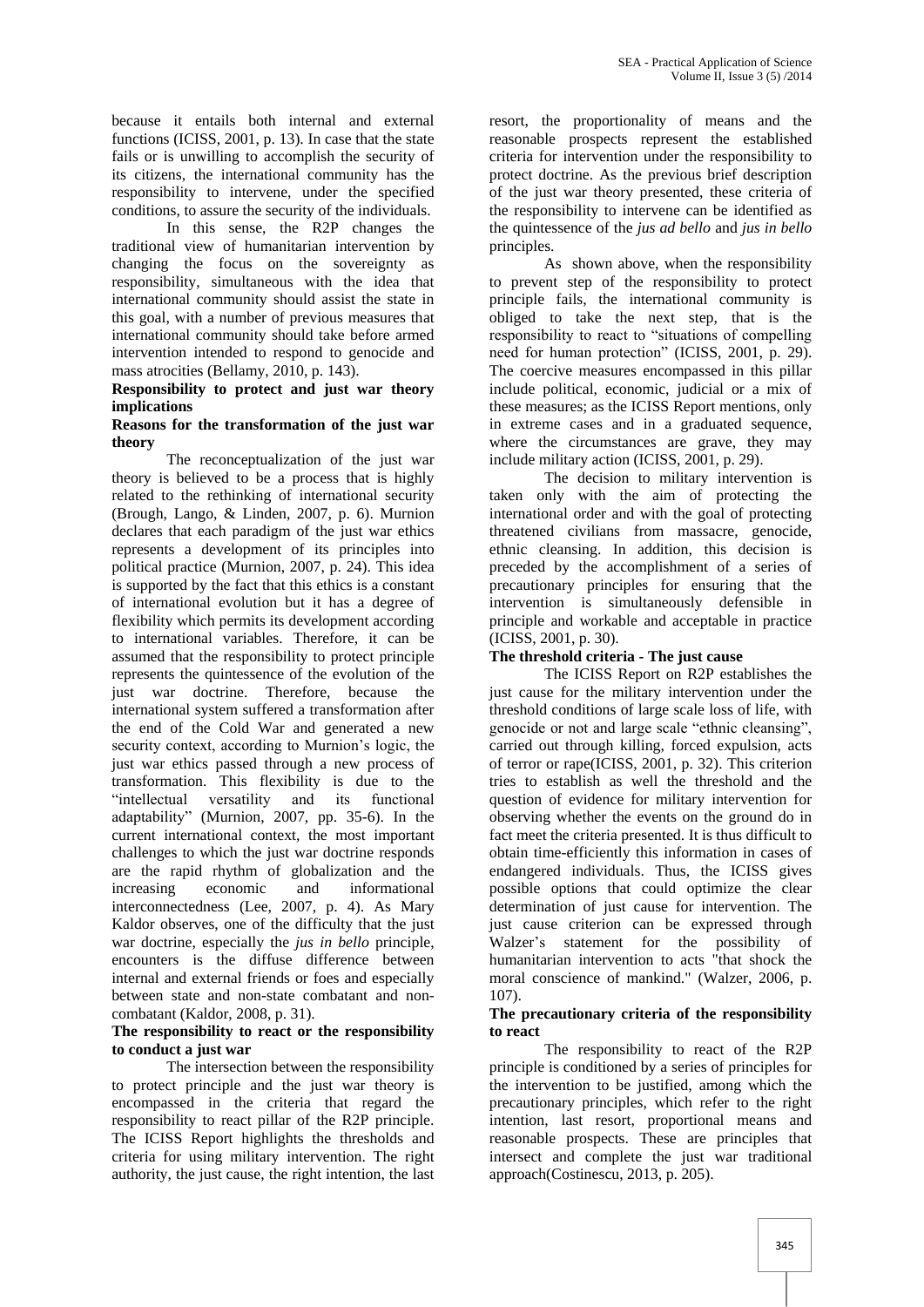because it entails both internal and external functions (ICISS, 2001, p. 13). In case that the state fails or is unwilling to accomplish the security of its citizens, the international community has the responsibility to intervene, under the specified conditions, to assure the security of the individuals.

In this sense, the R2P changes the traditional view of humanitarian intervention by changing the focus on the sovereignty as responsibility, simultaneous with the idea that international community should assist the state in this goal, with a number of previous measures that international community should take before armed intervention intended to respond to genocide and mass atrocities (Bellamy, 2010, p. 143).

**Responsibility to protect and just war theory implications**

**Reasons for the transformation of the just war theory**

The reconceptualization of the just war theory is believed to be a process that is highly related to the rethinking of international security (Brough, Lango, & Linden, 2007, p. 6). Murnion declares that each paradigm of the just war ethics represents a development of its principles into political practice (Murnion, 2007, p. 24). This idea is supported by the fact that this ethics is a constant of international evolution but it has a degree of flexibility which permits its development according to international variables. Therefore, it can be assumed that the responsibility to protect principle represents the quintessence of the evolution of the just war doctrine. Therefore, because the international system suffered a transformation after the end of the Cold War and generated a new security context, according to Murnion's logic, the just war ethics passed through a new process of transformation. This flexibility is due to the "intellectual versatility and its functional adaptability" (Murnion, 2007, pp. 35-6). In the current international context, the most important challenges to which the just war doctrine responds are the rapid rhythm of globalization and the increasing economic and informational interconnectedness (Lee, 2007, p. 4). As Mary Kaldor observes, one of the difficulty that the just war doctrine, especially the *jus in bello* principle, encounters is the diffuse difference between internal and external friends or foes and especially between state and non-state combatant and non-combatant (Kaldor, 2008, p. 31).

**The responsibility to react or the responsibility to conduct a just war**

The intersection between the responsibility to protect principle and the just war theory is encompassed in the criteria that regard the responsibility to react pillar of the R2P principle. The ICISS Report highlights the thresholds and criteria for using military intervention. The right authority, the just cause, the right intention, the last resort, the proportionality of means and the reasonable prospects represent the established criteria for intervention under the responsibility to protect doctrine. As the previous brief description of the just war theory presented, these criteria of the responsibility to intervene can be identified as the quintessence of the *jus ad bello* and *jus in bello* principles.

As shown above, when the responsibility to prevent step of the responsibility to protect principle fails, the international community is obliged to take the next step, that is the responsibility to react to "situations of compelling need for human protection" (ICISS, 2001, p. 29). The coercive measures encompassed in this pillar include political, economic, judicial or a mix of these measures; as the ICISS Report mentions, only in extreme cases and in a graduated sequence, where the circumstances are grave, they may include military action (ICISS, 2001, p. 29).

The decision to military intervention is taken only with the aim of protecting the international order and with the goal of protecting threatened civilians from massacre, genocide, ethnic cleansing. In addition, this decision is preceded by the accomplishment of a series of precautionary principles for ensuring that the intervention is simultaneously defensible in principle and workable and acceptable in practice (ICISS, 2001, p. 30).

**The threshold criteria - The just cause**

The ICISS Report on R2P establishes the just cause for the military intervention under the threshold conditions of large scale loss of life, with genocide or not and large scale "ethnic cleansing", carried out through killing, forced expulsion, acts of terror or rape(ICISS, 2001, p. 32). This criterion tries to establish as well the threshold and the question of evidence for military intervention for observing whether the events on the ground do in fact meet the criteria presented. It is thus difficult to obtain time-efficiently this information in cases of endangered individuals. Thus, the ICISS gives possible options that could optimize the clear determination of just cause for intervention. The just cause criterion can be expressed through Walzer's statement for the possibility of humanitarian intervention to acts "that shock the moral conscience of mankind." (Walzer, 2006, p. 107).

**The precautionary criteria of the responsibility to react**

The responsibility to react of the R2P principle is conditioned by a series of principles for the intervention to be justified, among which the precautionary principles, which refer to the right intention, last resort, proportional means and reasonable prospects. These are principles that intersect and complete the just war traditional approach(Costinescu, 2013, p. 205).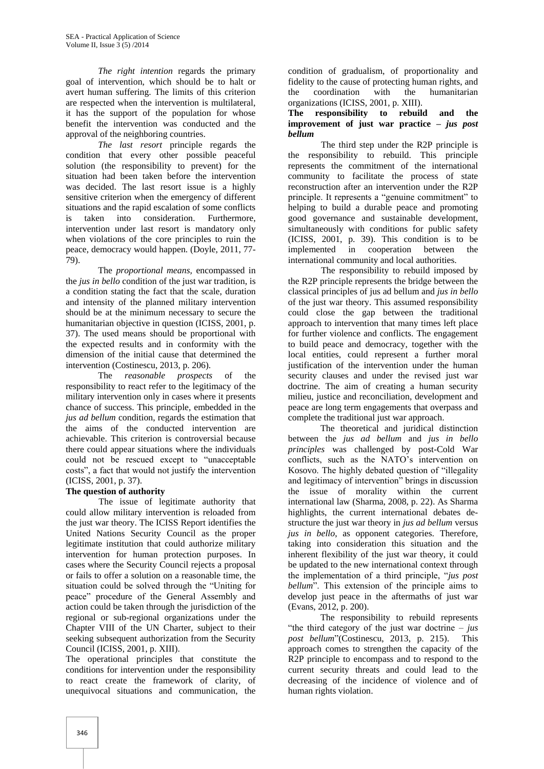*The right intention* regards the primary goal of intervention, which should be to halt or avert human suffering. The limits of this criterion are respected when the intervention is multilateral, it has the support of the population for whose benefit the intervention was conducted and the approval of the neighboring countries.

*The last resort* principle regards the condition that every other possible peaceful solution (the responsibility to prevent) for the situation had been taken before the intervention was decided. The last resort issue is a highly sensitive criterion when the emergency of different situations and the rapid escalation of some conflicts is taken into consideration. Furthermore, intervention under last resort is mandatory only when violations of the core principles to ruin the peace, democracy would happen. (Doyle, 2011, 77-79).

The *proportional means,* encompassed in the *jus in bello* condition of the just war tradition, is a condition stating the fact that the scale, duration and intensity of the planned military intervention should be at the minimum necessary to secure the humanitarian objective in question (ICISS, 2001, p. 37). The used means should be proportional with the expected results and in conformity with the dimension of the initial cause that determined the intervention (Costinescu, 2013, p. 206).

The *reasonable prospects* of the responsibility to react refer to the legitimacy of the military intervention only in cases where it presents chance of success. This principle, embedded in the *jus ad bellum* condition, regards the estimation that the aims of the conducted intervention are achievable. This criterion is controversial because there could appear situations where the individuals could not be rescued except to "unacceptable costs", a fact that would not justify the intervention (ICISS, 2001, p. 37).

**The question of authority**

The issue of legitimate authority that could allow military intervention is reloaded from the just war theory. The ICISS Report identifies the United Nations Security Council as the proper legitimate institution that could authorize military intervention for human protection purposes. In cases where the Security Council rejects a proposal or fails to offer a solution on a reasonable time, the situation could be solved through the "Uniting for peace" procedure of the General Assembly and action could be taken through the jurisdiction of the regional or sub-regional organizations under the Chapter VIII of the UN Charter, subject to their seeking subsequent authorization from the Security Council (ICISS, 2001, p. XIII).

The operational principles that constitute the conditions for intervention under the responsibility to react create the framework of clarity, of unequivocal situations and communication, the condition of gradualism, of proportionality and fidelity to the cause of protecting human rights, and the coordination with the humanitarian organizations (ICISS, 2001, p. XIII).

**The responsibility to rebuild and the improvement of just war practice – *jus post bellum***

The third step under the R2P principle is the responsibility to rebuild. This principle represents the commitment of the international community to facilitate the process of state reconstruction after an intervention under the R2P principle. It represents a "genuine commitment" to helping to build a durable peace and promoting good governance and sustainable development, simultaneously with conditions for public safety (ICISS, 2001, p. 39). This condition is to be implemented in cooperation between the international community and local authorities.

The responsibility to rebuild imposed by the R2P principle represents the bridge between the classical principles of jus ad bellum and *jus in bello* of the just war theory. This assumed responsibility could close the gap between the traditional approach to intervention that many times left place for further violence and conflicts. The engagement to build peace and democracy, together with the local entities, could represent a further moral justification of the intervention under the human security clauses and under the revised just war doctrine. The aim of creating a human security milieu, justice and reconciliation, development and peace are long term engagements that overpass and complete the traditional just war approach.

The theoretical and juridical distinction between the *jus ad bellum* and *jus in bello principles* was challenged by post-Cold War conflicts, such as the NATO's intervention on Kosovo. The highly debated question of "illegality and legitimacy of intervention" brings in discussion the issue of morality within the current international law (Sharma, 2008, p. 22). As Sharma highlights, the current international debates de-structure the just war theory in *jus ad bellum* versus *jus in bello*, as opponent categories. Therefore, taking into consideration this situation and the inherent flexibility of the just war theory, it could be updated to the new international context through the implementation of a third principle, "*jus post bellum*". This extension of the principle aims to develop just peace in the aftermaths of just war (Evans, 2012, p. 200).

The responsibility to rebuild represents "the third category of the just war doctrine – *jus post bellum*"(Costinescu, 2013, p. 215). This approach comes to strengthen the capacity of the R2P principle to encompass and to respond to the current security threats and could lead to the decreasing of the incidence of violence and of human rights violation.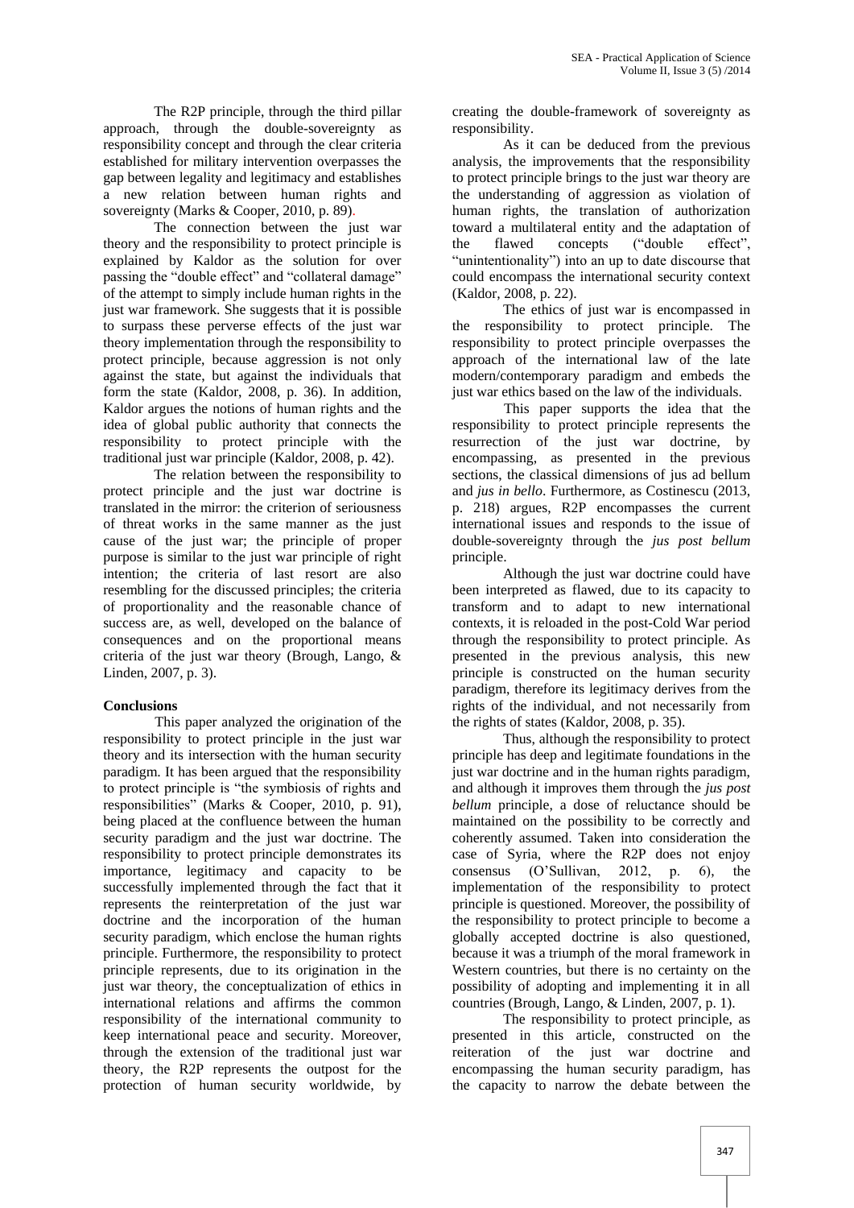The R2P principle, through the third pillar approach, through the double-sovereignty as responsibility concept and through the clear criteria established for military intervention overpasses the gap between legality and legitimacy and establishes a new relation between human rights and sovereignty (Marks & Cooper, 2010, p. 89).

The connection between the just war theory and the responsibility to protect principle is explained by Kaldor as the solution for over passing the "double effect" and "collateral damage" of the attempt to simply include human rights in the just war framework. She suggests that it is possible to surpass these perverse effects of the just war theory implementation through the responsibility to protect principle, because aggression is not only against the state, but against the individuals that form the state (Kaldor, 2008, p. 36). In addition, Kaldor argues the notions of human rights and the idea of global public authority that connects the responsibility to protect principle with the traditional just war principle (Kaldor, 2008, p. 42).

The relation between the responsibility to protect principle and the just war doctrine is translated in the mirror: the criterion of seriousness of threat works in the same manner as the just cause of the just war; the principle of proper purpose is similar to the just war principle of right intention; the criteria of last resort are also resembling for the discussed principles; the criteria of proportionality and the reasonable chance of success are, as well, developed on the balance of consequences and on the proportional means criteria of the just war theory (Brough, Lango, & Linden, 2007, p. 3).

## Conclusions

This paper analyzed the origination of the responsibility to protect principle in the just war theory and its intersection with the human security paradigm. It has been argued that the responsibility to protect principle is "the symbiosis of rights and responsibilities" (Marks & Cooper, 2010, p. 91), being placed at the confluence between the human security paradigm and the just war doctrine. The responsibility to protect principle demonstrates its importance, legitimacy and capacity to be successfully implemented through the fact that it represents the reinterpretation of the just war doctrine and the incorporation of the human security paradigm, which enclose the human rights principle. Furthermore, the responsibility to protect principle represents, due to its origination in the just war theory, the conceptualization of ethics in international relations and affirms the common responsibility of the international community to keep international peace and security. Moreover, through the extension of the traditional just war theory, the R2P represents the outpost for the protection of human security worldwide, by creating the double-framework of sovereignty as responsibility.

As it can be deduced from the previous analysis, the improvements that the responsibility to protect principle brings to the just war theory are the understanding of aggression as violation of human rights, the translation of authorization toward a multilateral entity and the adaptation of the flawed concepts ("double effect", "unintentionality") into an up to date discourse that could encompass the international security context (Kaldor, 2008, p. 22).

The ethics of just war is encompassed in the responsibility to protect principle. The responsibility to protect principle overpasses the approach of the international law of the late modern/contemporary paradigm and embeds the just war ethics based on the law of the individuals.

This paper supports the idea that the responsibility to protect principle represents the resurrection of the just war doctrine, by encompassing, as presented in the previous sections, the classical dimensions of jus ad bellum and *jus in bello*. Furthermore, as Costinescu (2013, p. 218) argues, R2P encompasses the current international issues and responds to the issue of double-sovereignty through the *jus post bellum* principle.

Although the just war doctrine could have been interpreted as flawed, due to its capacity to transform and to adapt to new international contexts, it is reloaded in the post-Cold War period through the responsibility to protect principle. As presented in the previous analysis, this new principle is constructed on the human security paradigm, therefore its legitimacy derives from the rights of the individual, and not necessarily from the rights of states (Kaldor, 2008, p. 35).

Thus, although the responsibility to protect principle has deep and legitimate foundations in the just war doctrine and in the human rights paradigm, and although it improves them through the *jus post bellum* principle, a dose of reluctance should be maintained on the possibility to be correctly and coherently assumed. Taken into consideration the case of Syria, where the R2P does not enjoy consensus (O'Sullivan, 2012, p. 6), the implementation of the responsibility to protect principle is questioned. Moreover, the possibility of the responsibility to protect principle to become a globally accepted doctrine is also questioned, because it was a triumph of the moral framework in Western countries, but there is no certainty on the possibility of adopting and implementing it in all countries (Brough, Lango, & Linden, 2007, p. 1).

The responsibility to protect principle, as presented in this article, constructed on the reiteration of the just war doctrine and encompassing the human security paradigm, has the capacity to narrow the debate between the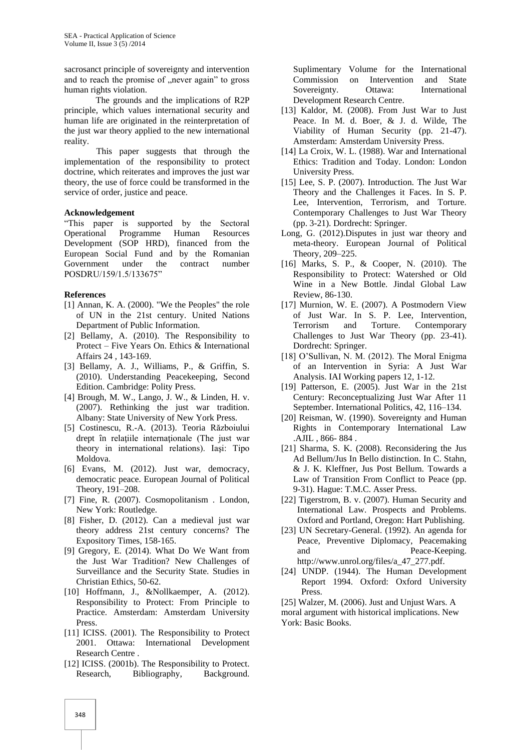sacrosanct principle of sovereignty and intervention and to reach the promise of „never again" to gross human rights violation.

The grounds and the implications of R2P principle, which values international security and human life are originated in the reinterpretation of the just war theory applied to the new international reality.

This paper suggests that through the implementation of the responsibility to protect doctrine, which reiterates and improves the just war theory, the use of force could be transformed in the service of order, justice and peace.

**Acknowledgement**

"This paper is supported by the Sectoral Operational Programme Human Resources Development (SOP HRD), financed from the European Social Fund and by the Romanian Government under the contract number POSDRU/159/1.5/133675"

**References**

[1] Annan, K. A. (2000). "We the Peoples" the role of UN in the 21st century. United Nations Department of Public Information.

[2] Bellamy, A. (2010). The Responsibility to Protect – Five Years On. Ethics & International Affairs 24 , 143-169.

[3] Bellamy, A. J., Williams, P., & Griffin, S. (2010). Understanding Peacekeeping, Second Edition. Cambridge: Polity Press.

[4] Brough, M. W., Lango, J. W., & Linden, H. v. (2007). Rethinking the just war tradition. Albany: State University of New York Press.

[5] Costinescu, R.-A. (2013). Teoria Războiului drept în relațiile internaționale (The just war theory in international relations). Iași: Tipo Moldova.

[6] Evans, M. (2012). Just war, democracy, democratic peace. European Journal of Political Theory, 191–208.

[7] Fine, R. (2007). Cosmopolitanism . London, New York: Routledge.

[8] Fisher, D. (2012). Can a medieval just war theory address 21st century concerns? The Expository Times, 158-165.

[9] Gregory, E. (2014). What Do We Want from the Just War Tradition? New Challenges of Surveillance and the Security State. Studies in Christian Ethics, 50-62.

[10] Hoffmann, J., &Nollkaemper, A. (2012). Responsibility to Protect: From Principle to Practice. Amsterdam: Amsterdam University Press.

[11] ICISS. (2001). The Responsibility to Protect 2001. Ottawa: International Development Research Centre .

[12] ICISS. (2001b). The Responsibility to Protect. Research, Bibliography, Background. Suplimentary Volume for the International Commission on Intervention and State Sovereignty. Ottawa: International Development Research Centre.

[13] Kaldor, M. (2008). From Just War to Just Peace. In M. d. Boer, & J. d. Wilde, The Viability of Human Security (pp. 21-47). Amsterdam: Amsterdam University Press.

[14] La Croix, W. L. (1988). War and International Ethics: Tradition and Today. London: London University Press.

[15] Lee, S. P. (2007). Introduction. The Just War Theory and the Challenges it Faces. In S. P. Lee, Intervention, Terrorism, and Torture. Contemporary Challenges to Just War Theory (pp. 3-21). Dordrecht: Springer.

Long, G. (2012).Disputes in just war theory and meta-theory. European Journal of Political Theory, 209–225.

[16] Marks, S. P., & Cooper, N. (2010). The Responsibility to Protect: Watershed or Old Wine in a New Bottle. Jindal Global Law Review, 86-130.

[17] Murnion, W. E. (2007). A Postmodern View of Just War. In S. P. Lee, Intervention, Terrorism and Torture. Contemporary Challenges to Just War Theory (pp. 23-41). Dordrecht: Springer.

[18] O'Sullivan, N. M. (2012). The Moral Enigma of an Intervention in Syria: A Just War Analysis. IAI Working papers 12, 1-12.

[19] Patterson, E. (2005). Just War in the 21st Century: Reconceptualizing Just War After 11 September. International Politics, 42, 116–134.

[20] Reisman, W. (1990). Sovereignty and Human Rights in Contemporary International Law .AJIL , 866- 884 .

[21] Sharma, S. K. (2008). Reconsidering the Jus Ad Bellum/Jus In Bello distinction. In C. Stahn, & J. K. Kleffner, Jus Post Bellum. Towards a Law of Transition From Conflict to Peace (pp. 9-31). Hague: T.M.C. Asser Press.

[22] Tigerstrom, B. v. (2007). Human Security and International Law. Prospects and Problems. Oxford and Portland, Oregon: Hart Publishing.

[23] UN Secretary-General. (1992). An agenda for Peace, Preventive Diplomacy, Peacemaking and Peace-Keeping. http://www.unrol.org/files/a_47_277.pdf.

[24] UNDP. (1944). The Human Development Report 1994. Oxford: Oxford University Press.

[25] Walzer, M. (2006). Just and Unjust Wars. A moral argument with historical implications. New York: Basic Books.